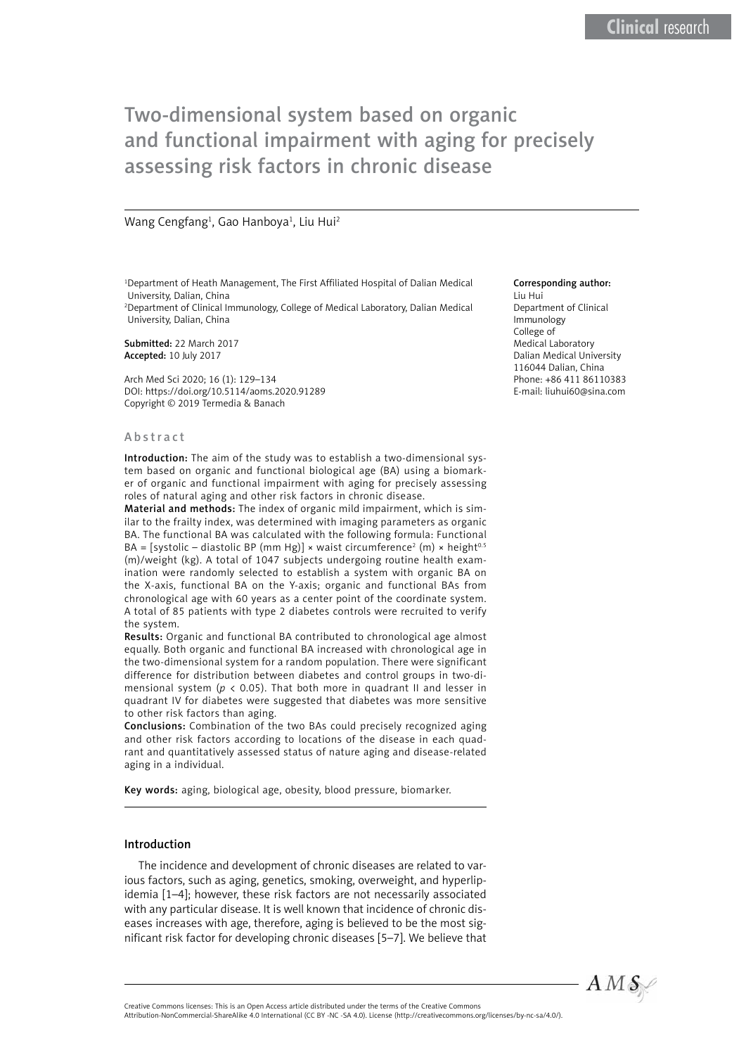Clinical research

# Two-dimensional system based on organic and functional impairment with aging for precisely assessing risk factors in chronic disease

Wang Cengfang[1], Gao Hanboya[1], Liu Hui[2]

[1]Department of Heath Management, The First Affiliated Hospital of Dalian Medical University, Dalian, China
[2]Department of Clinical Immunology, College of Medical Laboratory, Dalian Medical University, Dalian, China

**Submitted:** 22 March 2017
**Accepted:** 10 July 2017

Arch Med Sci 2020; 16 (1): 129–134
DOI: https://doi.org/10.5114/aoms.2020.91289
Copyright © 2019 Termedia & Banach

**Corresponding author:**
Liu Hui
Department of Clinical Immunology
College of Medical Laboratory
Dalian Medical University
116044 Dalian, China
Phone: +86 411 86110383
E-mail: liuhui60@sina.com

## Abstract

**Introduction:** The aim of the study was to establish a two-dimensional system based on organic and functional biological age (BA) using a biomarker of organic and functional impairment with aging for precisely assessing roles of natural aging and other risk factors in chronic disease.

**Material and methods:** The index of organic mild impairment, which is similar to the frailty index, was determined with imaging parameters as organic BA. The functional BA was calculated with the following formula: Functional BA = [systolic – diastolic BP (mm Hg)] × waist circumference$^2$ (m) × height$^{0.5}$ (m)/weight (kg). A total of 1047 subjects undergoing routine health examination were randomly selected to establish a system with organic BA on the X-axis, functional BA on the Y-axis; organic and functional BAs from chronological age with 60 years as a center point of the coordinate system. A total of 85 patients with type 2 diabetes controls were recruited to verify the system.

**Results:** Organic and functional BA contributed to chronological age almost equally. Both organic and functional BA increased with chronological age in the two-dimensional system for a random population. There were significant difference for distribution between diabetes and control groups in two-dimensional system ($p < 0.05$). That both more in quadrant II and lesser in quadrant IV for diabetes were suggested that diabetes was more sensitive to other risk factors than aging.

**Conclusions:** Combination of the two BAs could precisely recognized aging and other risk factors according to locations of the disease in each quadrant and quantitatively assessed status of nature aging and disease-related aging in a individual.

**Key words:** aging, biological age, obesity, blood pressure, biomarker.

## Introduction

The incidence and development of chronic diseases are related to various factors, such as aging, genetics, smoking, overweight, and hyperlipidemia [1–4]; however, these risk factors are not necessarily associated with any particular disease. It is well known that incidence of chronic diseases increases with age, therefore, aging is believed to be the most significant risk factor for developing chronic diseases [5–7]. We believe that

Creative Commons licenses: This is an Open Access article distributed under the terms of the Creative Commons Attribution-NonCommercial-ShareAlike 4.0 International (CC BY -NC -SA 4.0). License (http://creativecommons.org/licenses/by-nc-sa/4.0/).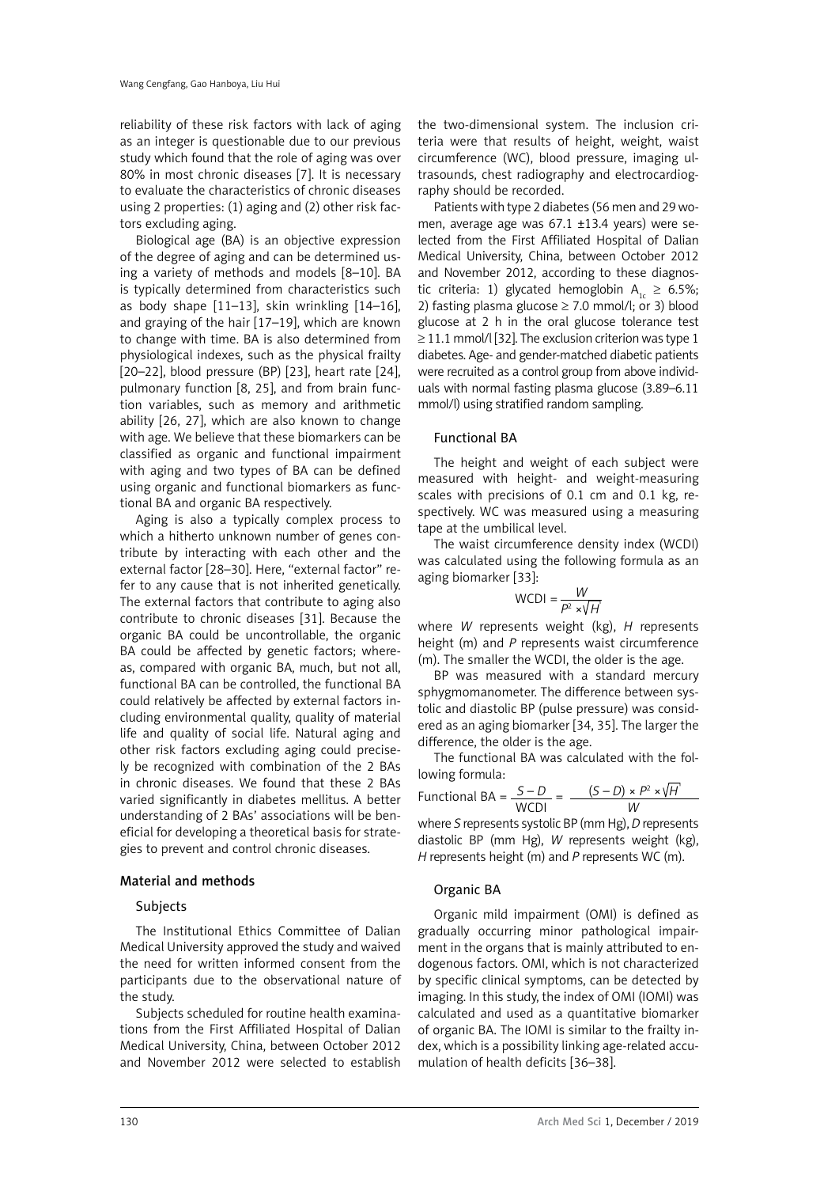reliability of these risk factors with lack of aging as an integer is questionable due to our previous study which found that the role of aging was over 80% in most chronic diseases [7]. It is necessary to evaluate the characteristics of chronic diseases using 2 properties: (1) aging and (2) other risk factors excluding aging.

Biological age (BA) is an objective expression of the degree of aging and can be determined using a variety of methods and models [8–10]. BA is typically determined from characteristics such as body shape [11–13], skin wrinkling [14–16], and graying of the hair [17–19], which are known to change with time. BA is also determined from physiological indexes, such as the physical frailty [20–22], blood pressure (BP) [23], heart rate [24], pulmonary function [8, 25], and from brain function variables, such as memory and arithmetic ability [26, 27], which are also known to change with age. We believe that these biomarkers can be classified as organic and functional impairment with aging and two types of BA can be defined using organic and functional biomarkers as functional BA and organic BA respectively.

Aging is also a typically complex process to which a hitherto unknown number of genes contribute by interacting with each other and the external factor [28–30]. Here, "external factor" refer to any cause that is not inherited genetically. The external factors that contribute to aging also contribute to chronic diseases [31]. Because the organic BA could be uncontrollable, the organic BA could be affected by genetic factors; whereas, compared with organic BA, much, but not all, functional BA can be controlled, the functional BA could relatively be affected by external factors including environmental quality, quality of material life and quality of social life. Natural aging and other risk factors excluding aging could precisely be recognized with combination of the 2 BAs in chronic diseases. We found that these 2 BAs varied significantly in diabetes mellitus. A better understanding of 2 BAs' associations will be beneficial for developing a theoretical basis for strategies to prevent and control chronic diseases.

## Material and methods

### Subjects

The Institutional Ethics Committee of Dalian Medical University approved the study and waived the need for written informed consent from the participants due to the observational nature of the study.

Subjects scheduled for routine health examinations from the First Affiliated Hospital of Dalian Medical University, China, between October 2012 and November 2012 were selected to establish the two-dimensional system. The inclusion criteria were that results of height, weight, waist circumference (WC), blood pressure, imaging ultrasounds, chest radiography and electrocardiography should be recorded.

Patients with type 2 diabetes (56 men and 29 women, average age was 67.1 ±13.4 years) were selected from the First Affiliated Hospital of Dalian Medical University, China, between October 2012 and November 2012, according to these diagnostic criteria: 1) glycated hemoglobin $A_{1c} \geq 6.5\%$; 2) fasting plasma glucose ≥ 7.0 mmol/l; or 3) blood glucose at 2 h in the oral glucose tolerance test ≥ 11.1 mmol/l [32]. The exclusion criterion was type 1 diabetes. Age- and gender-matched diabetic patients were recruited as a control group from above individuals with normal fasting plasma glucose (3.89–6.11 mmol/l) using stratified random sampling.

### Functional BA

The height and weight of each subject were measured with height- and weight-measuring scales with precisions of 0.1 cm and 0.1 kg, respectively. WC was measured using a measuring tape at the umbilical level.

The waist circumference density index (WCDI) was calculated using the following formula as an aging biomarker [33]:

$$\text{WCDI} = \frac{W}{P^2 \times \sqrt{H}}$$

where *W* represents weight (kg), *H* represents height (m) and *P* represents waist circumference (m). The smaller the WCDI, the older is the age.

BP was measured with a standard mercury sphygmomanometer. The difference between systolic and diastolic BP (pulse pressure) was considered as an aging biomarker [34, 35]. The larger the difference, the older is the age.

The functional BA was calculated with the following formula:

$$\text{Functional BA} = \frac{S - D}{\text{WCDI}} = \frac{(S - D) \times P^2 \times \sqrt{H}}{W}$$

where *S* represents systolic BP (mm Hg), *D* represents diastolic BP (mm Hg), *W* represents weight (kg), *H* represents height (m) and *P* represents WC (m).

### Organic BA

Organic mild impairment (OMI) is defined as gradually occurring minor pathological impairment in the organs that is mainly attributed to endogenous factors. OMI, which is not characterized by specific clinical symptoms, can be detected by imaging. In this study, the index of OMI (IOMI) was calculated and used as a quantitative biomarker of organic BA. The IOMI is similar to the frailty index, which is a possibility linking age-related accumulation of health deficits [36–38].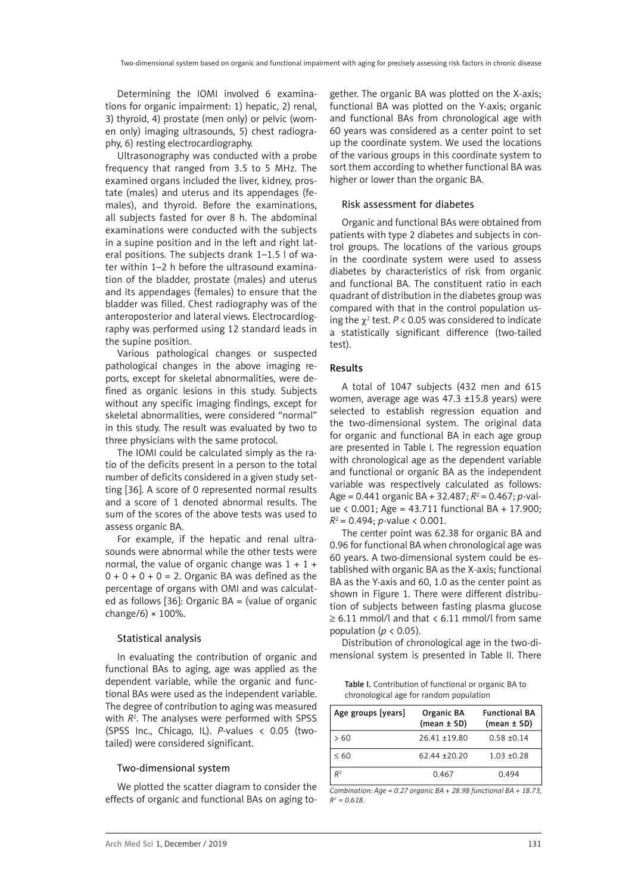Determining the IOMI involved 6 examinations for organic impairment: 1) hepatic, 2) renal, 3) thyroid, 4) prostate (men only) or pelvic (women only) imaging ultrasounds, 5) chest radiography, 6) resting electrocardiography.

Ultrasonography was conducted with a probe frequency that ranged from 3.5 to 5 MHz. The examined organs included the liver, kidney, prostate (males) and uterus and its appendages (females), and thyroid. Before the examinations, all subjects fasted for over 8 h. The abdominal examinations were conducted with the subjects in a supine position and in the left and right lateral positions. The subjects drank 1–1.5 l of water within 1–2 h before the ultrasound examination of the bladder, prostate (males) and uterus and its appendages (females) to ensure that the bladder was filled. Chest radiography was of the anteroposterior and lateral views. Electrocardiography was performed using 12 standard leads in the supine position.

Various pathological changes or suspected pathological changes in the above imaging reports, except for skeletal abnormalities, were defined as organic lesions in this study. Subjects without any specific imaging findings, except for skeletal abnormalities, were considered "normal" in this study. The result was evaluated by two to three physicians with the same protocol.

The IOMI could be calculated simply as the ratio of the deficits present in a person to the total number of deficits considered in a given study setting [36]. A score of 0 represented normal results and a score of 1 denoted abnormal results. The sum of the scores of the above tests was used to assess organic BA.

For example, if the hepatic and renal ultrasounds were abnormal while the other tests were normal, the value of organic change was $1 + 1 + 0 + 0 + 0 + 0 = 2$. Organic BA was defined as the percentage of organs with OMI and was calculated as follows [36]: Organic BA = (value of organic change/6) × 100%.

### Statistical analysis

In evaluating the contribution of organic and functional BAs to aging, age was applied as the dependent variable, while the organic and functional BAs were used as the independent variable. The degree of contribution to aging was measured with $R^2$. The analyses were performed with SPSS (SPSS Inc., Chicago, IL). *P*-values < 0.05 (two-tailed) were considered significant.

### Two-dimensional system

We plotted the scatter diagram to consider the effects of organic and functional BAs on aging together. The organic BA was plotted on the X-axis; functional BA was plotted on the Y-axis; organic and functional BAs from chronological age with 60 years was considered as a center point to set up the coordinate system. We used the locations of the various groups in this coordinate system to sort them according to whether functional BA was higher or lower than the organic BA.

### Risk assessment for diabetes

Organic and functional BAs were obtained from patients with type 2 diabetes and subjects in control groups. The locations of the various groups in the coordinate system were used to assess diabetes by characteristics of risk from organic and functional BA. The constituent ratio in each quadrant of distribution in the diabetes group was compared with that in the control population using the $\chi^2$ test. $P < 0.05$ was considered to indicate a statistically significant difference (two-tailed test).

## Results

A total of 1047 subjects (432 men and 615 women, average age was 47.3 ±15.8 years) were selected to establish regression equation and the two-dimensional system. The original data for organic and functional BA in each age group are presented in Table I. The regression equation with chronological age as the dependent variable and functional or organic BA as the independent variable was respectively calculated as follows: Age = 0.441 organic BA + 32.487; $R^2 = 0.467$; *p*-value < 0.001; Age = 43.711 functional BA + 17.900; $R^2 = 0.494$; *p*-value < 0.001.

The center point was 62.38 for organic BA and 0.96 for functional BA when chronological age was 60 years. A two-dimensional system could be established with organic BA as the X-axis; functional BA as the Y-axis and 60, 1.0 as the center point as shown in Figure 1. There were different distribution of subjects between fasting plasma glucose ≥ 6.11 mmol/l and that < 6.11 mmol/l from same population ($p < 0.05$).

Distribution of chronological age in the two-dimensional system is presented in Table II. There

**Table I.** Contribution of functional or organic BA to chronological age for random population

| Age groups [years] | Organic BA (mean ± SD) | Functional BA (mean ± SD) |
|---|---|---|
| > 60 | 26.41 ±19.80 | 0.58 ±0.14 |
| ≤ 60 | 62.44 ±20.20 | 1.03 ±0.28 |
| $R^2$ | 0.467 | 0.494 |

*Combination: Age = 0.27 organic BA + 28.98 functional BA + 18.73, $R^2 = 0.618$.*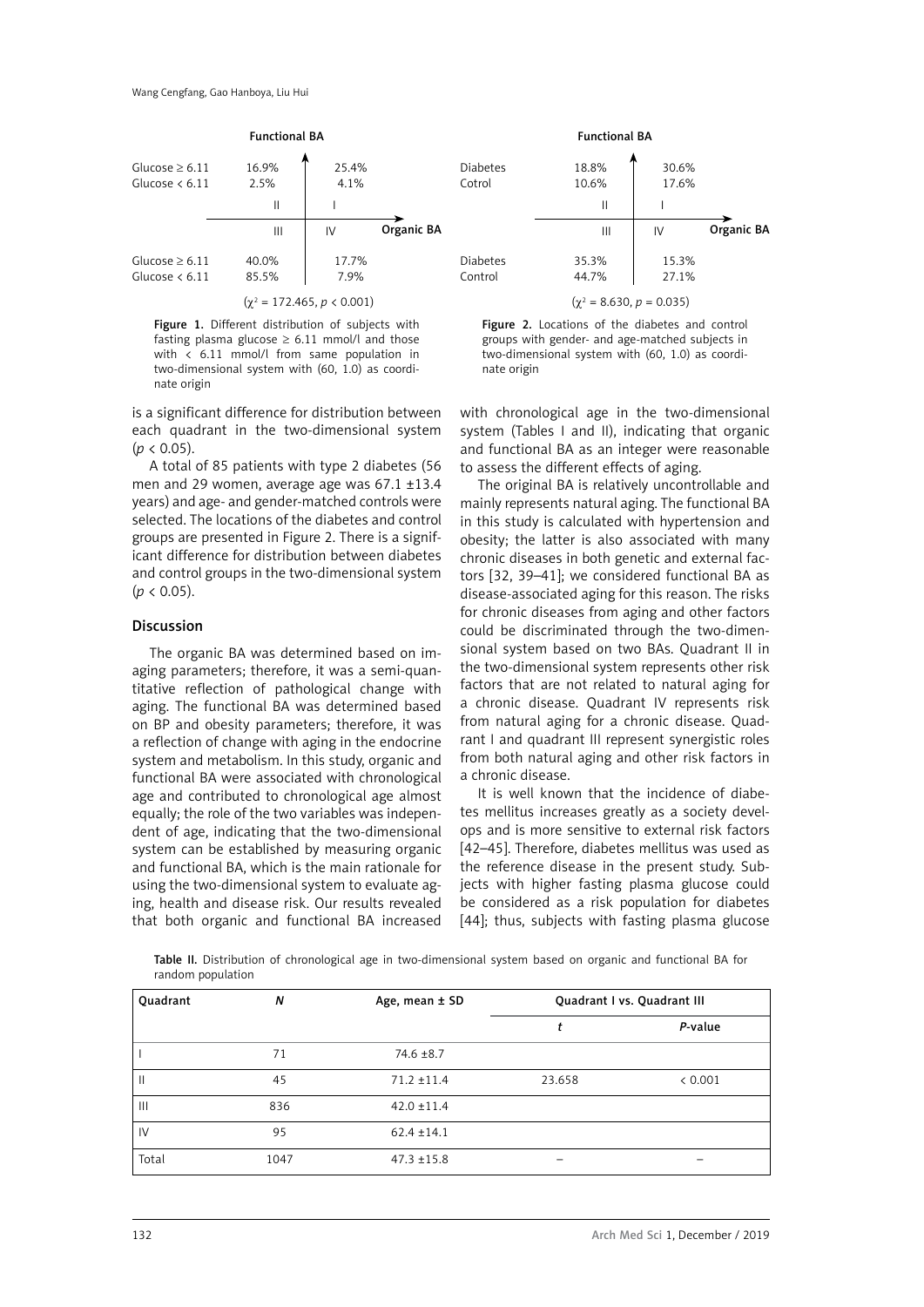Functional BA

Glucose ≥ 6.11 16.9% 25.4%

Glucose < 6.11 2.5% 4.1%

II I

III IV Organic BA

Glucose ≥ 6.11 40.0% 17.7%

Glucose < 6.11 85.5% 7.9%

($\chi^2$ = 172.465, $p$ < 0.001)

**Figure 1.** Different distribution of subjects with fasting plasma glucose ≥ 6.11 mmol/l and those with < 6.11 mmol/l from same population in two-dimensional system with (60, 1.0) as coordinate origin

Functional BA

Diabetes 18.8% 30.6%

Cotrol 10.6% 17.6%

II I

III IV Organic BA

Diabetes 35.3% 15.3%

Control 44.7% 27.1%

($\chi^2$ = 8.630, $p$ = 0.035)

**Figure 2.** Locations of the diabetes and control groups with gender- and age-matched subjects in two-dimensional system with (60, 1.0) as coordinate origin

is a significant difference for distribution between each quadrant in the two-dimensional system ($p < 0.05$).

A total of 85 patients with type 2 diabetes (56 men and 29 women, average age was 67.1 ±13.4 years) and age- and gender-matched controls were selected. The locations of the diabetes and control groups are presented in Figure 2. There is a significant difference for distribution between diabetes and control groups in the two-dimensional system ($p < 0.05$).

## Discussion

The organic BA was determined based on imaging parameters; therefore, it was a semi-quantitative reflection of pathological change with aging. The functional BA was determined based on BP and obesity parameters; therefore, it was a reflection of change with aging in the endocrine system and metabolism. In this study, organic and functional BA were associated with chronological age and contributed to chronological age almost equally; the role of the two variables was independent of age, indicating that the two-dimensional system can be established by measuring organic and functional BA, which is the main rationale for using the two-dimensional system to evaluate aging, health and disease risk. Our results revealed that both organic and functional BA increased with chronological age in the two-dimensional system (Tables I and II), indicating that organic and functional BA as an integer were reasonable to assess the different effects of aging.

The original BA is relatively uncontrollable and mainly represents natural aging. The functional BA in this study is calculated with hypertension and obesity; the latter is also associated with many chronic diseases in both genetic and external factors [32, 39–41]; we considered functional BA as disease-associated aging for this reason. The risks for chronic diseases from aging and other factors could be discriminated through the two-dimensional system based on two BAs. Quadrant II in the two-dimensional system represents other risk factors that are not related to natural aging for a chronic disease. Quadrant IV represents risk from natural aging for a chronic disease. Quadrant I and quadrant III represent synergistic roles from both natural aging and other risk factors in a chronic disease.

It is well known that the incidence of diabetes mellitus increases greatly as a society develops and is more sensitive to external risk factors [42–45]. Therefore, diabetes mellitus was used as the reference disease in the present study. Subjects with higher fasting plasma glucose could be considered as a risk population for diabetes [44]; thus, subjects with fasting plasma glucose

**Table II.** Distribution of chronological age in two-dimensional system based on organic and functional BA for random population

| Quadrant | *N* | Age, mean ± SD | Quadrant I vs. Quadrant III | |
|---|---|---|---|---|
| | | | *t* | *P*-value |
| I | 71 | 74.6 ±8.7 | | |
| II | 45 | 71.2 ±11.4 | 23.658 | < 0.001 |
| III | 836 | 42.0 ±11.4 | | |
| IV | 95 | 62.4 ±14.1 | | |
| Total | 1047 | 47.3 ±15.8 | – | – |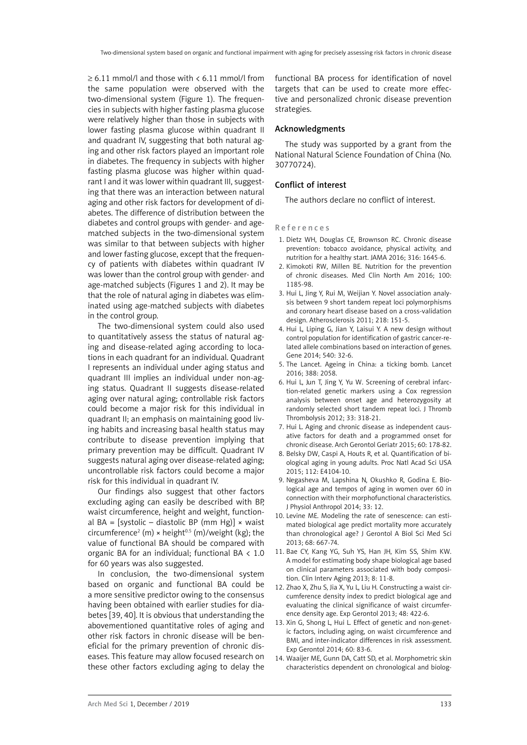≥ 6.11 mmol/l and those with < 6.11 mmol/l from the same population were observed with the two-dimensional system (Figure 1). The frequencies in subjects with higher fasting plasma glucose were relatively higher than those in subjects with lower fasting plasma glucose within quadrant II and quadrant IV, suggesting that both natural aging and other risk factors played an important role in diabetes. The frequency in subjects with higher fasting plasma glucose was higher within quadrant I and it was lower within quadrant III, suggesting that there was an interaction between natural aging and other risk factors for development of diabetes. The difference of distribution between the diabetes and control groups with gender- and age-matched subjects in the two-dimensional system was similar to that between subjects with higher and lower fasting glucose, except that the frequency of patients with diabetes within quadrant IV was lower than the control group with gender- and age-matched subjects (Figures 1 and 2). It may be that the role of natural aging in diabetes was eliminated using age-matched subjects with diabetes in the control group.

The two-dimensional system could also used to quantitatively assess the status of natural aging and disease-related aging according to locations in each quadrant for an individual. Quadrant I represents an individual under aging status and quadrant III implies an individual under non-aging status. Quadrant II suggests disease-related aging over natural aging; controllable risk factors could become a major risk for this individual in quadrant II; an emphasis on maintaining good living habits and increasing basal health status may contribute to disease prevention implying that primary prevention may be difficult. Quadrant IV suggests natural aging over disease-related aging; uncontrollable risk factors could become a major risk for this individual in quadrant IV.

Our findings also suggest that other factors excluding aging can easily be described with BP, waist circumference, height and weight, functional BA = [systolic – diastolic BP (mm Hg)] × waist circumference$^2$ (m) × height$^{0.5}$ (m)/weight (kg); the value of functional BA should be compared with organic BA for an individual; functional BA < 1.0 for 60 years was also suggested.

In conclusion, the two-dimensional system based on organic and functional BA could be a more sensitive predictor owing to the consensus having been obtained with earlier studies for diabetes [39, 40]. It is obvious that understanding the abovementioned quantitative roles of aging and other risk factors in chronic disease will be beneficial for the primary prevention of chronic diseases. This feature may allow focused research on these other factors excluding aging to delay the functional BA process for identification of novel targets that can be used to create more effective and personalized chronic disease prevention strategies.

## Acknowledgments

The study was supported by a grant from the National Natural Science Foundation of China (No. 30770724).

## Conflict of interest

The authors declare no conflict of interest.

## References

1. Dietz WH, Douglas CE, Brownson RC. Chronic disease prevention: tobacco avoidance, physical activity, and nutrition for a healthy start. JAMA 2016; 316: 1645-6.
2. Kimokoti RW, Millen BE. Nutrition for the prevention of chronic diseases. Med Clin North Am 2016; 100: 1185-98.
3. Hui L, Jing Y, Rui M, Weijian Y. Novel association analysis between 9 short tandem repeat loci polymorphisms and coronary heart disease based on a cross-validation design. Atherosclerosis 2011; 218: 151-5.
4. Hui L, Liping G, Jian Y, Laisui Y. A new design without control population for identification of gastric cancer-related allele combinations based on interaction of genes. Gene 2014; 540: 32-6.
5. The Lancet. Ageing in China: a ticking bomb. Lancet 2016; 388: 2058.
6. Hui L, Jun T, Jing Y, Yu W. Screening of cerebral infarction-related genetic markers using a Cox regression analysis between onset age and heterozygosity at randomly selected short tandem repeat loci. J Thromb Thrombolysis 2012; 33: 318-21.
7. Hui L. Aging and chronic disease as independent causative factors for death and a programmed onset for chronic disease. Arch Gerontol Geriatr 2015; 60: 178-82.
8. Belsky DW, Caspi A, Houts R, et al. Quantification of biological aging in young adults. Proc Natl Acad Sci USA 2015; 112: E4104-10.
9. Negasheva M, Lapshina N, Okushko R, Godina E. Biological age and tempos of aging in women over 60 in connection with their morphofunctional characteristics. J Physiol Anthropol 2014; 33: 12.
10. Levine ME. Modeling the rate of senescence: can estimated biological age predict mortality more accurately than chronological age? J Gerontol A Biol Sci Med Sci 2013; 68: 667-74.
11. Bae CY, Kang YG, Suh YS, Han JH, Kim SS, Shim KW. A model for estimating body shape biological age based on clinical parameters associated with body composition. Clin Interv Aging 2013; 8: 11-8.
12. Zhao X, Zhu S, Jia X, Yu L, Liu H. Constructing a waist circumference density index to predict biological age and evaluating the clinical significance of waist circumference density age. Exp Gerontol 2013; 48: 422-6.
13. Xin G, Shong L, Hui L. Effect of genetic and non-genetic factors, including aging, on waist circumference and BMI, and inter-indicator differences in risk assessment. Exp Gerontol 2014; 60: 83-6.
14. Waaijer ME, Gunn DA, Catt SD, et al. Morphometric skin characteristics dependent on chronological and biolog-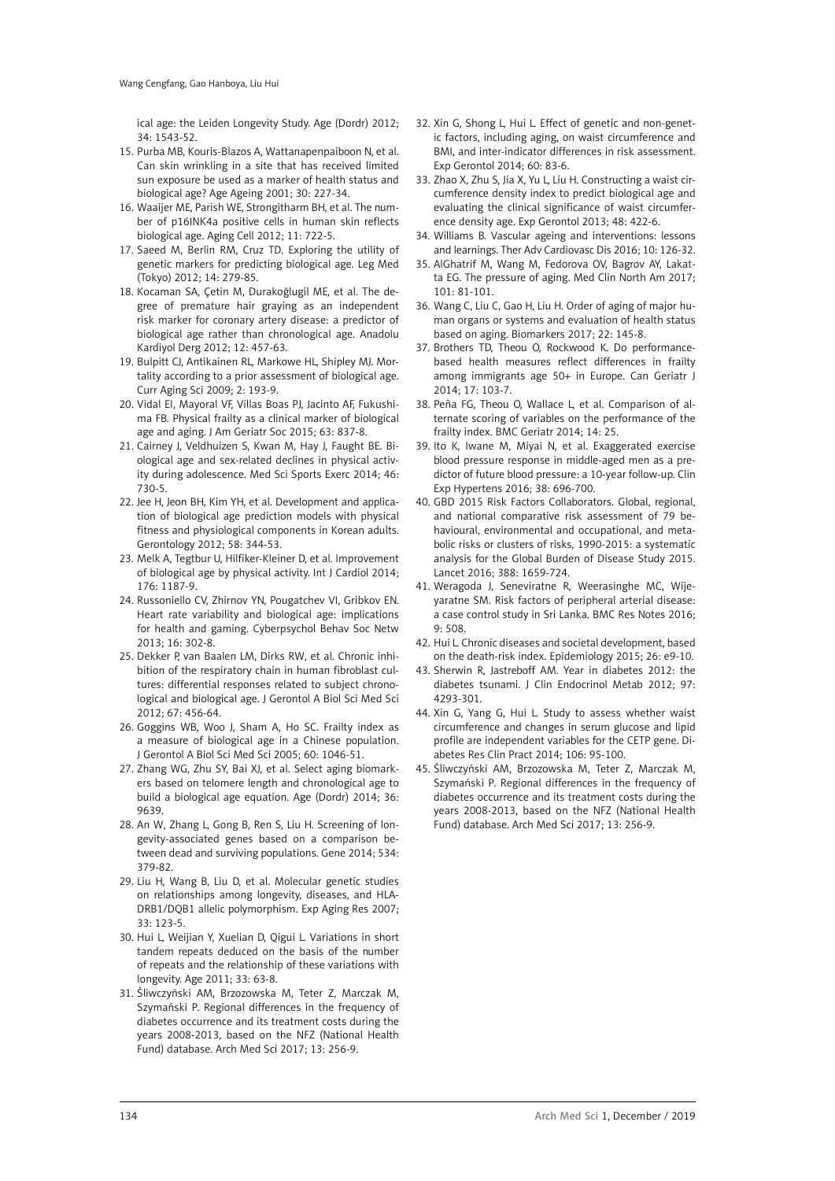ical age: the Leiden Longevity Study. Age (Dordr) 2012; 34: 1543-52.

15. Purba MB, Kouris-Blazos A, Wattanapenpaiboon N, et al. Can skin wrinkling in a site that has received limited sun exposure be used as a marker of health status and biological age? Age Ageing 2001; 30: 227-34.
16. Waaijer ME, Parish WE, Strongitharm BH, et al. The number of p16INK4a positive cells in human skin reflects biological age. Aging Cell 2012; 11: 722-5.
17. Saeed M, Berlin RM, Cruz TD. Exploring the utility of genetic markers for predicting biological age. Leg Med (Tokyo) 2012; 14: 279-85.
18. Kocaman SA, Çetin M, Durakoğlugil ME, et al. The degree of premature hair graying as an independent risk marker for coronary artery disease: a predictor of biological age rather than chronological age. Anadolu Kardiyol Derg 2012; 12: 457-63.
19. Bulpitt CJ, Antikainen RL, Markowe HL, Shipley MJ. Mortality according to a prior assessment of biological age. Curr Aging Sci 2009; 2: 193-9.
20. Vidal EI, Mayoral VF, Villas Boas PJ, Jacinto AF, Fukushima FB. Physical frailty as a clinical marker of biological age and aging. J Am Geriatr Soc 2015; 63: 837-8.
21. Cairney J, Veldhuizen S, Kwan M, Hay J, Faught BE. Biological age and sex-related declines in physical activity during adolescence. Med Sci Sports Exerc 2014; 46: 730-5.
22. Jee H, Jeon BH, Kim YH, et al. Development and application of biological age prediction models with physical fitness and physiological components in Korean adults. Gerontology 2012; 58: 344-53.
23. Melk A, Tegtbur U, Hilfiker-Kleiner D, et al. Improvement of biological age by physical activity. Int J Cardiol 2014; 176: 1187-9.
24. Russoniello CV, Zhirnov YN, Pougatchev VI, Gribkov EN. Heart rate variability and biological age: implications for health and gaming. Cyberpsychol Behav Soc Netw 2013; 16: 302-8.
25. Dekker P, van Baalen LM, Dirks RW, et al. Chronic inhibition of the respiratory chain in human fibroblast cultures: differential responses related to subject chronological and biological age. J Gerontol A Biol Sci Med Sci 2012; 67: 456-64.
26. Goggins WB, Woo J, Sham A, Ho SC. Frailty index as a measure of biological age in a Chinese population. J Gerontol A Biol Sci Med Sci 2005; 60: 1046-51.
27. Zhang WG, Zhu SY, Bai XJ, et al. Select aging biomarkers based on telomere length and chronological age to build a biological age equation. Age (Dordr) 2014; 36: 9639.
28. An W, Zhang L, Gong B, Ren S, Liu H. Screening of longevity-associated genes based on a comparison between dead and surviving populations. Gene 2014; 534: 379-82.
29. Liu H, Wang B, Liu D, et al. Molecular genetic studies on relationships among longevity, diseases, and HLA-DRB1/DQB1 allelic polymorphism. Exp Aging Res 2007; 33: 123-5.
30. Hui L, Weijian Y, Xuelian D, Qigui L. Variations in short tandem repeats deduced on the basis of the number of repeats and the relationship of these variations with longevity. Age 2011; 33: 63-8.
31. Śliwczyński AM, Brzozowska M, Teter Z, Marczak M, Szymański P. Regional differences in the frequency of diabetes occurrence and its treatment costs during the years 2008-2013, based on the NFZ (National Health Fund) database. Arch Med Sci 2017; 13: 256-9.
32. Xin G, Shong L, Hui L. Effect of genetic and non-genetic factors, including aging, on waist circumference and BMI, and inter-indicator differences in risk assessment. Exp Gerontol 2014; 60: 83-6.
33. Zhao X, Zhu S, Jia X, Yu L, Liu H. Constructing a waist circumference density index to predict biological age and evaluating the clinical significance of waist circumference density age. Exp Gerontol 2013; 48: 422-6.
34. Williams B. Vascular ageing and interventions: lessons and learnings. Ther Adv Cardiovasc Dis 2016; 10: 126-32.
35. AlGhatrif M, Wang M, Fedorova OV, Bagrov AY, Lakatta EG. The pressure of aging. Med Clin North Am 2017; 101: 81-101.
36. Wang C, Liu C, Gao H, Liu H. Order of aging of major human organs or systems and evaluation of health status based on aging. Biomarkers 2017; 22: 145-8.
37. Brothers TD, Theou O, Rockwood K. Do performance-based health measures reflect differences in frailty among immigrants age 50+ in Europe. Can Geriatr J 2014; 17: 103-7.
38. Peña FG, Theou O, Wallace L, et al. Comparison of alternate scoring of variables on the performance of the frailty index. BMC Geriatr 2014; 14: 25.
39. Ito K, Iwane M, Miyai N, et al. Exaggerated exercise blood pressure response in middle-aged men as a predictor of future blood pressure: a 10-year follow-up. Clin Exp Hypertens 2016; 38: 696-700.
40. GBD 2015 Risk Factors Collaborators. Global, regional, and national comparative risk assessment of 79 behavioural, environmental and occupational, and metabolic risks or clusters of risks, 1990-2015: a systematic analysis for the Global Burden of Disease Study 2015. Lancet 2016; 388: 1659-724.
41. Weragoda J, Seneviratne R, Weerasinghe MC, Wijeyaratne SM. Risk factors of peripheral arterial disease: a case control study in Sri Lanka. BMC Res Notes 2016; 9: 508.
42. Hui L. Chronic diseases and societal development, based on the death-risk index. Epidemiology 2015; 26: e9-10.
43. Sherwin R, Jastreboff AM. Year in diabetes 2012: the diabetes tsunami. J Clin Endocrinol Metab 2012; 97: 4293-301.
44. Xin G, Yang G, Hui L. Study to assess whether waist circumference and changes in serum glucose and lipid profile are independent variables for the CETP gene. Diabetes Res Clin Pract 2014; 106: 95-100.
45. Śliwczyński AM, Brzozowska M, Teter Z, Marczak M, Szymański P. Regional differences in the frequency of diabetes occurrence and its treatment costs during the years 2008-2013, based on the NFZ (National Health Fund) database. Arch Med Sci 2017; 13: 256-9.